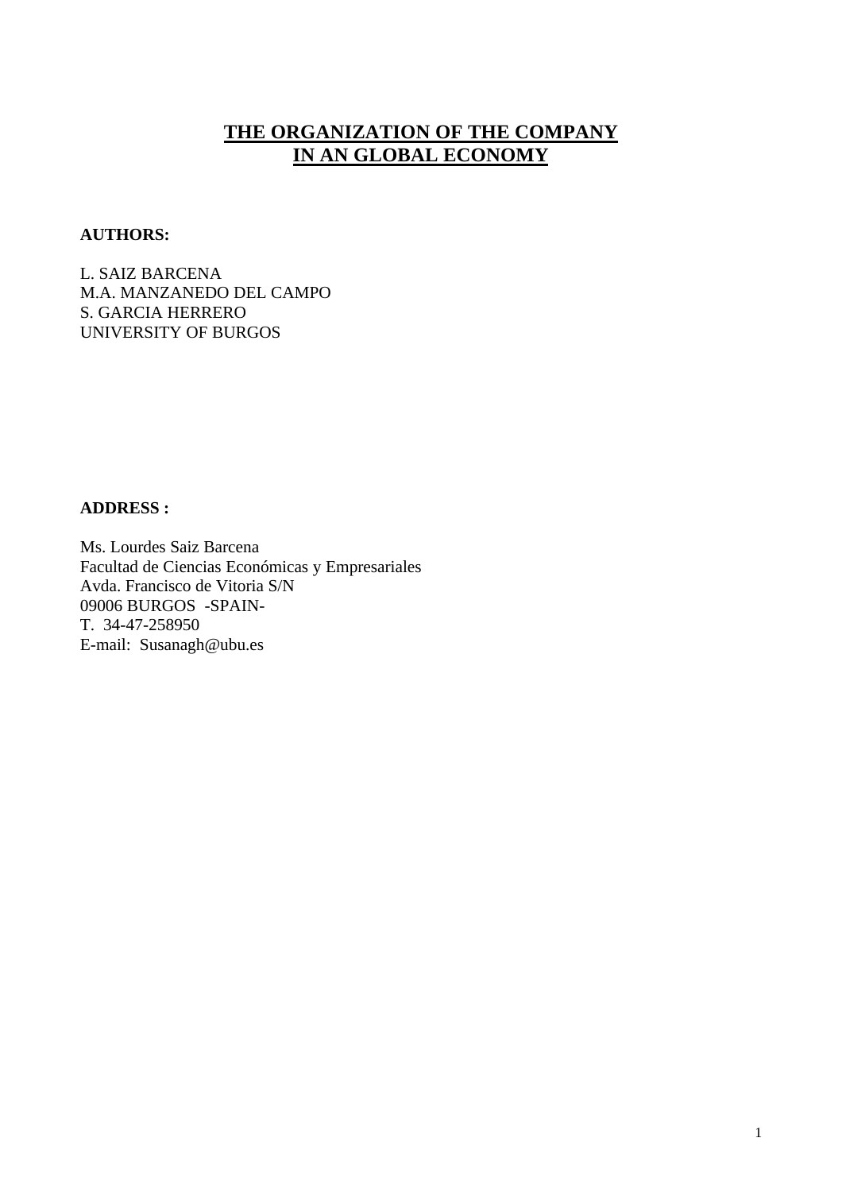# THE ORGANIZATION OF THE COMPANY IN AN GLOBAL ECONOMY

**AUTHORS:**

L. SAIZ BARCENA
M.A. MANZANEDO DEL CAMPO
S. GARCIA HERRERO
UNIVERSITY OF BURGOS

**ADDRESS :**

Ms. Lourdes Saiz Barcena
Facultad de Ciencias Económicas y Empresariales
Avda. Francisco de Vitoria S/N
09006 BURGOS -SPAIN-
T. 34-47-258950
E-mail: Susanagh@ubu.es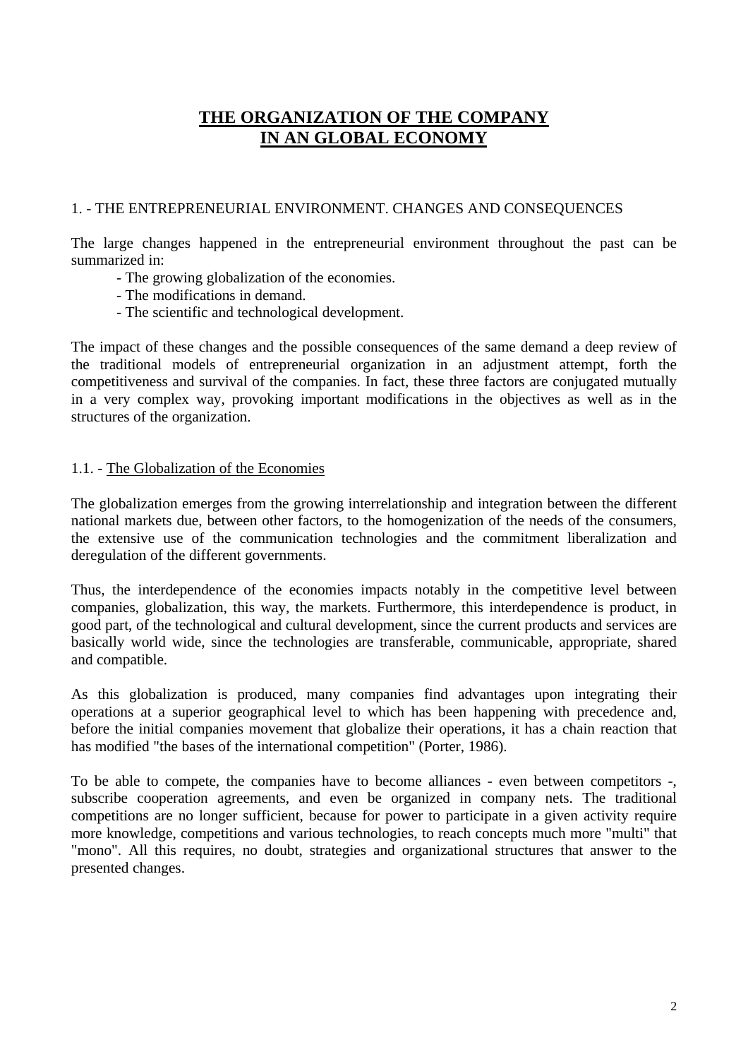# THE ORGANIZATION OF THE COMPANY IN AN GLOBAL ECONOMY

## 1. - THE ENTREPRENEURIAL ENVIRONMENT. CHANGES AND CONSEQUENCES

The large changes happened in the entrepreneurial environment throughout the past can be summarized in:

- The growing globalization of the economies.
- The modifications in demand.
- The scientific and technological development.

The impact of these changes and the possible consequences of the same demand a deep review of the traditional models of entrepreneurial organization in an adjustment attempt, forth the competitiveness and survival of the companies. In fact, these three factors are conjugated mutually in a very complex way, provoking important modifications in the objectives as well as in the structures of the organization.

### 1.1. - The Globalization of the Economies

The globalization emerges from the growing interrelationship and integration between the different national markets due, between other factors, to the homogenization of the needs of the consumers, the extensive use of the communication technologies and the commitment liberalization and deregulation of the different governments.

Thus, the interdependence of the economies impacts notably in the competitive level between companies, globalization, this way, the markets. Furthermore, this interdependence is product, in good part, of the technological and cultural development, since the current products and services are basically world wide, since the technologies are transferable, communicable, appropriate, shared and compatible.

As this globalization is produced, many companies find advantages upon integrating their operations at a superior geographical level to which has been happening with precedence and, before the initial companies movement that globalize their operations, it has a chain reaction that has modified "the bases of the international competition" (Porter, 1986).

To be able to compete, the companies have to become alliances - even between competitors -, subscribe cooperation agreements, and even be organized in company nets. The traditional competitions are no longer sufficient, because for power to participate in a given activity require more knowledge, competitions and various technologies, to reach concepts much more "multi" that "mono". All this requires, no doubt, strategies and organizational structures that answer to the presented changes.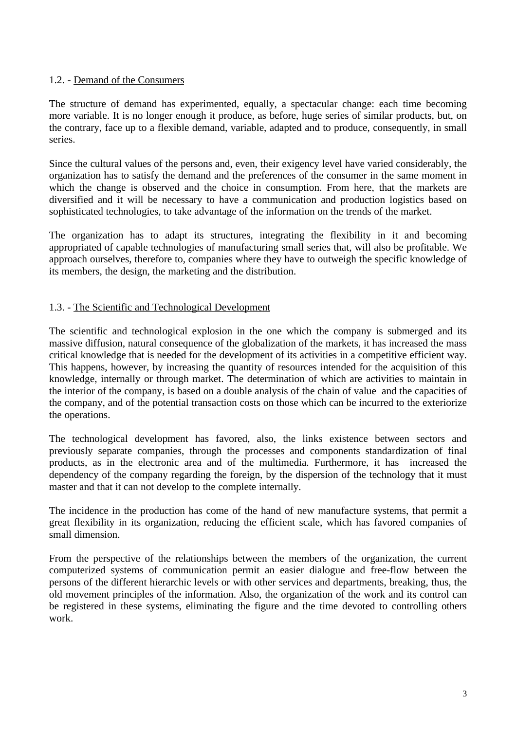### 1.2. - <u>Demand of the Consumers</u>

The structure of demand has experimented, equally, a spectacular change: each time becoming more variable. It is no longer enough it produce, as before, huge series of similar products, but, on the contrary, face up to a flexible demand, variable, adapted and to produce, consequently, in small series.

Since the cultural values of the persons and, even, their exigency level have varied considerably, the organization has to satisfy the demand and the preferences of the consumer in the same moment in which the change is observed and the choice in consumption. From here, that the markets are diversified and it will be necessary to have a communication and production logistics based on sophisticated technologies, to take advantage of the information on the trends of the market.

The organization has to adapt its structures, integrating the flexibility in it and becoming appropriated of capable technologies of manufacturing small series that, will also be profitable. We approach ourselves, therefore to, companies where they have to outweigh the specific knowledge of its members, the design, the marketing and the distribution.

### 1.3. - <u>The Scientific and Technological Development</u>

The scientific and technological explosion in the one which the company is submerged and its massive diffusion, natural consequence of the globalization of the markets, it has increased the mass critical knowledge that is needed for the development of its activities in a competitive efficient way. This happens, however, by increasing the quantity of resources intended for the acquisition of this knowledge, internally or through market. The determination of which are activities to maintain in the interior of the company, is based on a double analysis of the chain of value and the capacities of the company, and of the potential transaction costs on those which can be incurred to the exteriorize the operations.

The technological development has favored, also, the links existence between sectors and previously separate companies, through the processes and components standardization of final products, as in the electronic area and of the multimedia. Furthermore, it has increased the dependency of the company regarding the foreign, by the dispersion of the technology that it must master and that it can not develop to the complete internally.

The incidence in the production has come of the hand of new manufacture systems, that permit a great flexibility in its organization, reducing the efficient scale, which has favored companies of small dimension.

From the perspective of the relationships between the members of the organization, the current computerized systems of communication permit an easier dialogue and free-flow between the persons of the different hierarchic levels or with other services and departments, breaking, thus, the old movement principles of the information. Also, the organization of the work and its control can be registered in these systems, eliminating the figure and the time devoted to controlling others work.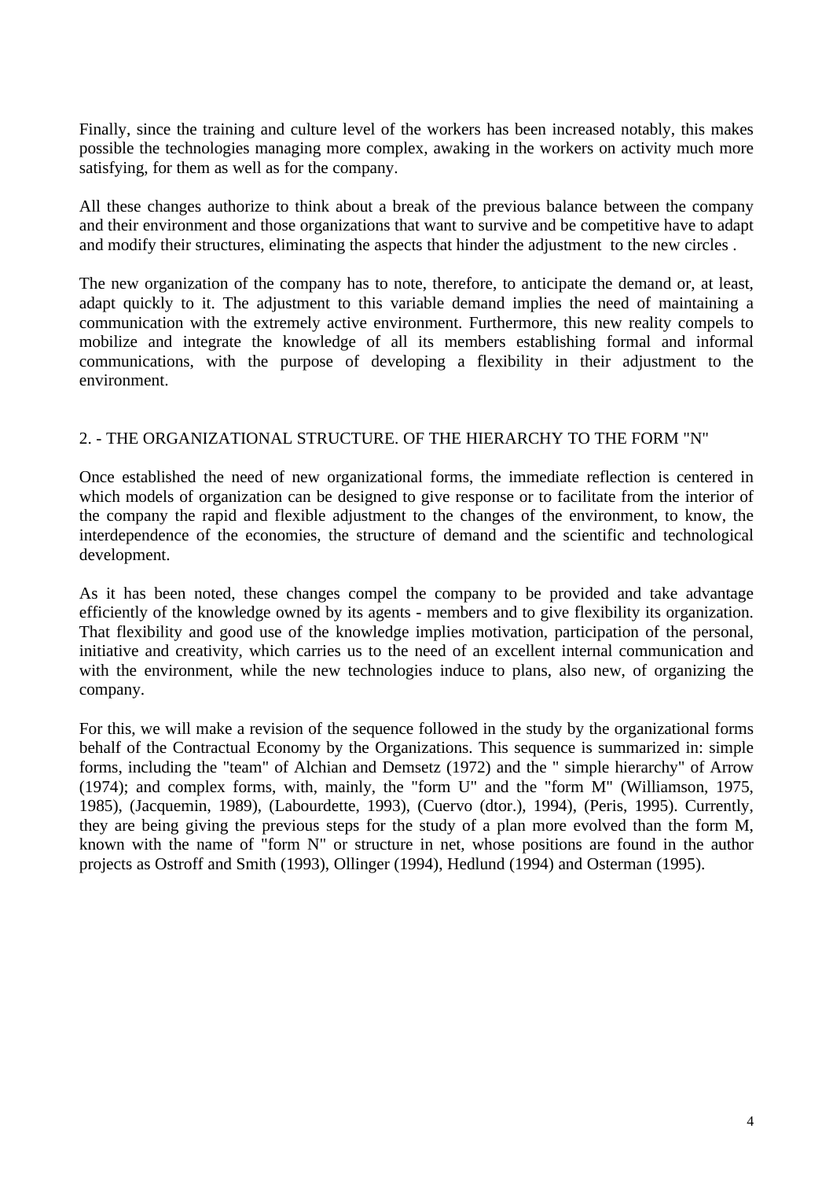Finally, since the training and culture level of the workers has been increased notably, this makes possible the technologies managing more complex, awaking in the workers on activity much more satisfying, for them as well as for the company.

All these changes authorize to think about a break of the previous balance between the company and their environment and those organizations that want to survive and be competitive have to adapt and modify their structures, eliminating the aspects that hinder the adjustment to the new circles .

The new organization of the company has to note, therefore, to anticipate the demand or, at least, adapt quickly to it. The adjustment to this variable demand implies the need of maintaining a communication with the extremely active environment. Furthermore, this new reality compels to mobilize and integrate the knowledge of all its members establishing formal and informal communications, with the purpose of developing a flexibility in their adjustment to the environment.

## 2. - THE ORGANIZATIONAL STRUCTURE. OF THE HIERARCHY TO THE FORM "N"

Once established the need of new organizational forms, the immediate reflection is centered in which models of organization can be designed to give response or to facilitate from the interior of the company the rapid and flexible adjustment to the changes of the environment, to know, the interdependence of the economies, the structure of demand and the scientific and technological development.

As it has been noted, these changes compel the company to be provided and take advantage efficiently of the knowledge owned by its agents - members and to give flexibility its organization. That flexibility and good use of the knowledge implies motivation, participation of the personal, initiative and creativity, which carries us to the need of an excellent internal communication and with the environment, while the new technologies induce to plans, also new, of organizing the company.

For this, we will make a revision of the sequence followed in the study by the organizational forms behalf of the Contractual Economy by the Organizations. This sequence is summarized in: simple forms, including the "team" of Alchian and Demsetz (1972) and the " simple hierarchy" of Arrow (1974); and complex forms, with, mainly, the "form U" and the "form M" (Williamson, 1975, 1985), (Jacquemin, 1989), (Labourdette, 1993), (Cuervo (dtor.), 1994), (Peris, 1995). Currently, they are being giving the previous steps for the study of a plan more evolved than the form M, known with the name of "form N" or structure in net, whose positions are found in the author projects as Ostroff and Smith (1993), Ollinger (1994), Hedlund (1994) and Osterman (1995).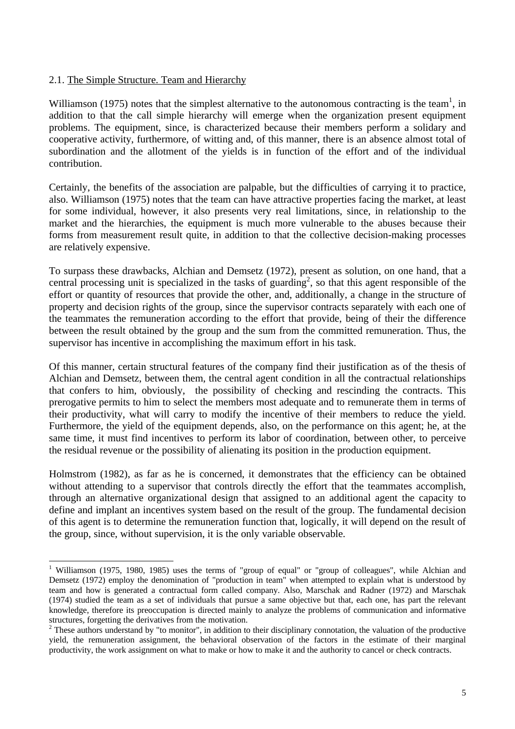## 2.1. The Simple Structure. Team and Hierarchy

Williamson (1975) notes that the simplest alternative to the autonomous contracting is the team[1], in addition to that the call simple hierarchy will emerge when the organization present equipment problems. The equipment, since, is characterized because their members perform a solidary and cooperative activity, furthermore, of witting and, of this manner, there is an absence almost total of subordination and the allotment of the yields is in function of the effort and of the individual contribution.

Certainly, the benefits of the association are palpable, but the difficulties of carrying it to practice, also. Williamson (1975) notes that the team can have attractive properties facing the market, at least for some individual, however, it also presents very real limitations, since, in relationship to the market and the hierarchies, the equipment is much more vulnerable to the abuses because their forms from measurement result quite, in addition to that the collective decision-making processes are relatively expensive.

To surpass these drawbacks, Alchian and Demsetz (1972), present as solution, on one hand, that a central processing unit is specialized in the tasks of guarding[2], so that this agent responsible of the effort or quantity of resources that provide the other, and, additionally, a change in the structure of property and decision rights of the group, since the supervisor contracts separately with each one of the teammates the remuneration according to the effort that provide, being of their the difference between the result obtained by the group and the sum from the committed remuneration. Thus, the supervisor has incentive in accomplishing the maximum effort in his task.

Of this manner, certain structural features of the company find their justification as of the thesis of Alchian and Demsetz, between them, the central agent condition in all the contractual relationships that confers to him, obviously, the possibility of checking and rescinding the contracts. This prerogative permits to him to select the members most adequate and to remunerate them in terms of their productivity, what will carry to modify the incentive of their members to reduce the yield. Furthermore, the yield of the equipment depends, also, on the performance on this agent; he, at the same time, it must find incentives to perform its labor of coordination, between other, to perceive the residual revenue or the possibility of alienating its position in the production equipment.

Holmstrom (1982), as far as he is concerned, it demonstrates that the efficiency can be obtained without attending to a supervisor that controls directly the effort that the teammates accomplish, through an alternative organizational design that assigned to an additional agent the capacity to define and implant an incentives system based on the result of the group. The fundamental decision of this agent is to determine the remuneration function that, logically, it will depend on the result of the group, since, without supervision, it is the only variable observable.

---

[1] Williamson (1975, 1980, 1985) uses the terms of "group of equal" or "group of colleagues", while Alchian and Demsetz (1972) employ the denomination of "production in team" when attempted to explain what is understood by team and how is generated a contractual form called company. Also, Marschak and Radner (1972) and Marschak (1974) studied the team as a set of individuals that pursue a same objective but that, each one, has part the relevant knowledge, therefore its preoccupation is directed mainly to analyze the problems of communication and informative structures, forgetting the derivatives from the motivation.

[2] These authors understand by "to monitor", in addition to their disciplinary connotation, the valuation of the productive yield, the remuneration assignment, the behavioral observation of the factors in the estimate of their marginal productivity, the work assignment on what to make or how to make it and the authority to cancel or check contracts.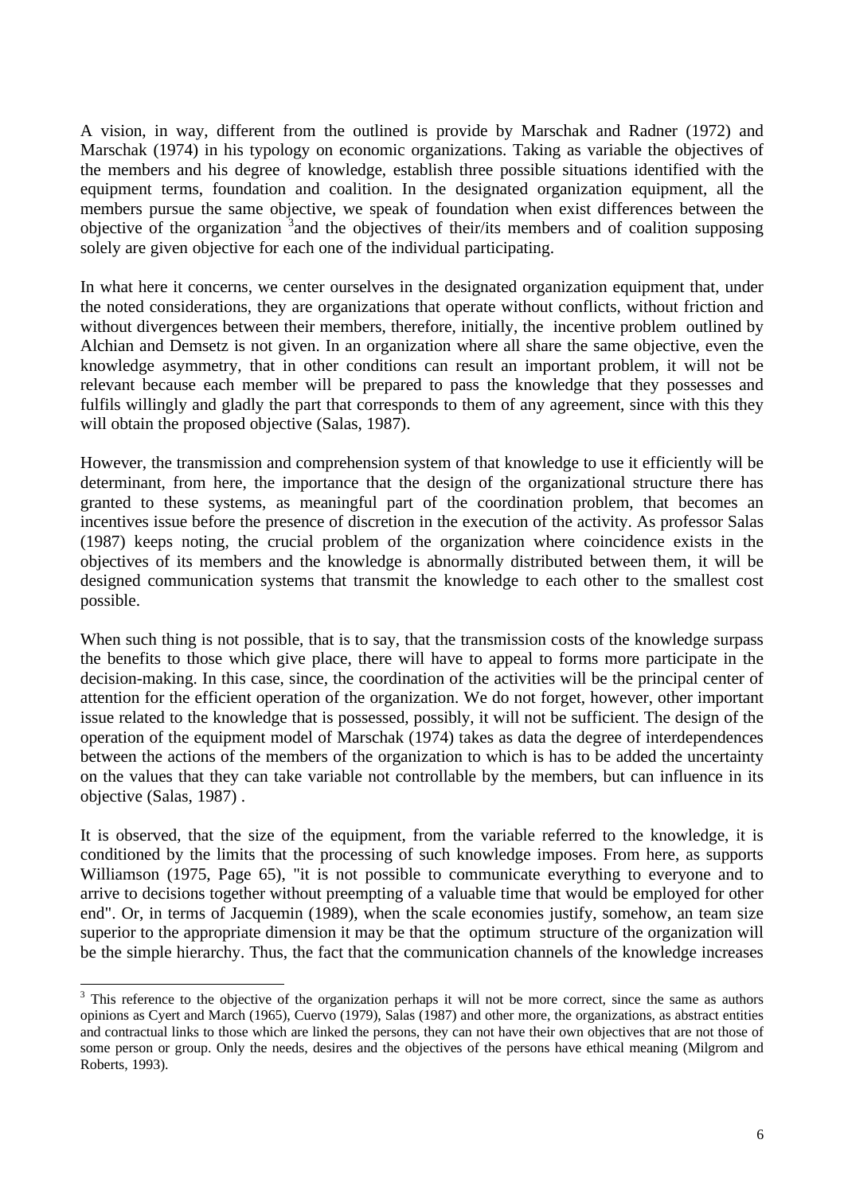A vision, in way, different from the outlined is provide by Marschak and Radner (1972) and Marschak (1974) in his typology on economic organizations. Taking as variable the objectives of the members and his degree of knowledge, establish three possible situations identified with the equipment terms, foundation and coalition. In the designated organization equipment, all the members pursue the same objective, we speak of foundation when exist differences between the objective of the organization [3]and the objectives of their/its members and of coalition supposing solely are given objective for each one of the individual participating.

In what here it concerns, we center ourselves in the designated organization equipment that, under the noted considerations, they are organizations that operate without conflicts, without friction and without divergences between their members, therefore, initially, the incentive problem outlined by Alchian and Demsetz is not given. In an organization where all share the same objective, even the knowledge asymmetry, that in other conditions can result an important problem, it will not be relevant because each member will be prepared to pass the knowledge that they possesses and fulfils willingly and gladly the part that corresponds to them of any agreement, since with this they will obtain the proposed objective (Salas, 1987).

However, the transmission and comprehension system of that knowledge to use it efficiently will be determinant, from here, the importance that the design of the organizational structure there has granted to these systems, as meaningful part of the coordination problem, that becomes an incentives issue before the presence of discretion in the execution of the activity. As professor Salas (1987) keeps noting, the crucial problem of the organization where coincidence exists in the objectives of its members and the knowledge is abnormally distributed between them, it will be designed communication systems that transmit the knowledge to each other to the smallest cost possible.

When such thing is not possible, that is to say, that the transmission costs of the knowledge surpass the benefits to those which give place, there will have to appeal to forms more participate in the decision-making. In this case, since, the coordination of the activities will be the principal center of attention for the efficient operation of the organization. We do not forget, however, other important issue related to the knowledge that is possessed, possibly, it will not be sufficient. The design of the operation of the equipment model of Marschak (1974) takes as data the degree of interdependences between the actions of the members of the organization to which is has to be added the uncertainty on the values that they can take variable not controllable by the members, but can influence in its objective (Salas, 1987) .

It is observed, that the size of the equipment, from the variable referred to the knowledge, it is conditioned by the limits that the processing of such knowledge imposes. From here, as supports Williamson (1975, Page 65), "it is not possible to communicate everything to everyone and to arrive to decisions together without preempting of a valuable time that would be employed for other end". Or, in terms of Jacquemin (1989), when the scale economies justify, somehow, an team size superior to the appropriate dimension it may be that the optimum structure of the organization will be the simple hierarchy. Thus, the fact that the communication channels of the knowledge increases

[3] This reference to the objective of the organization perhaps it will not be more correct, since the same as authors opinions as Cyert and March (1965), Cuervo (1979), Salas (1987) and other more, the organizations, as abstract entities and contractual links to those which are linked the persons, they can not have their own objectives that are not those of some person or group. Only the needs, desires and the objectives of the persons have ethical meaning (Milgrom and Roberts, 1993).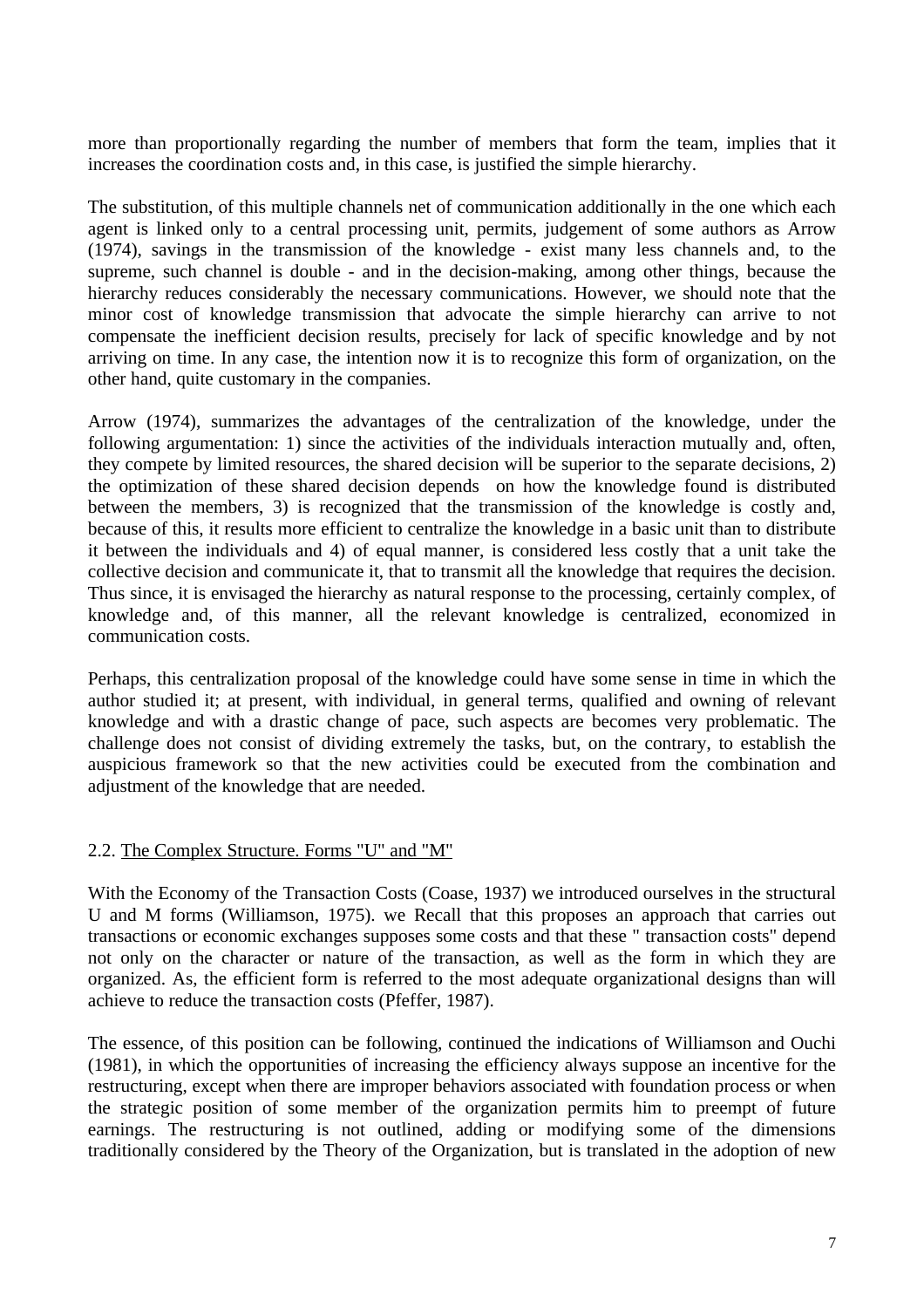more than proportionally regarding the number of members that form the team, implies that it increases the coordination costs and, in this case, is justified the simple hierarchy.

The substitution, of this multiple channels net of communication additionally in the one which each agent is linked only to a central processing unit, permits, judgement of some authors as Arrow (1974), savings in the transmission of the knowledge - exist many less channels and, to the supreme, such channel is double - and in the decision-making, among other things, because the hierarchy reduces considerably the necessary communications. However, we should note that the minor cost of knowledge transmission that advocate the simple hierarchy can arrive to not compensate the inefficient decision results, precisely for lack of specific knowledge and by not arriving on time. In any case, the intention now it is to recognize this form of organization, on the other hand, quite customary in the companies.

Arrow (1974), summarizes the advantages of the centralization of the knowledge, under the following argumentation: 1) since the activities of the individuals interaction mutually and, often, they compete by limited resources, the shared decision will be superior to the separate decisions, 2) the optimization of these shared decision depends on how the knowledge found is distributed between the members, 3) is recognized that the transmission of the knowledge is costly and, because of this, it results more efficient to centralize the knowledge in a basic unit than to distribute it between the individuals and 4) of equal manner, is considered less costly that a unit take the collective decision and communicate it, that to transmit all the knowledge that requires the decision. Thus since, it is envisaged the hierarchy as natural response to the processing, certainly complex, of knowledge and, of this manner, all the relevant knowledge is centralized, economized in communication costs.

Perhaps, this centralization proposal of the knowledge could have some sense in time in which the author studied it; at present, with individual, in general terms, qualified and owning of relevant knowledge and with a drastic change of pace, such aspects are becomes very problematic. The challenge does not consist of dividing extremely the tasks, but, on the contrary, to establish the auspicious framework so that the new activities could be executed from the combination and adjustment of the knowledge that are needed.

### 2.2. <u>The Complex Structure. Forms "U" and "M"</u>

With the Economy of the Transaction Costs (Coase, 1937) we introduced ourselves in the structural U and M forms (Williamson, 1975). we Recall that this proposes an approach that carries out transactions or economic exchanges supposes some costs and that these " transaction costs" depend not only on the character or nature of the transaction, as well as the form in which they are organized. As, the efficient form is referred to the most adequate organizational designs than will achieve to reduce the transaction costs (Pfeffer, 1987).

The essence, of this position can be following, continued the indications of Williamson and Ouchi (1981), in which the opportunities of increasing the efficiency always suppose an incentive for the restructuring, except when there are improper behaviors associated with foundation process or when the strategic position of some member of the organization permits him to preempt of future earnings. The restructuring is not outlined, adding or modifying some of the dimensions traditionally considered by the Theory of the Organization, but is translated in the adoption of new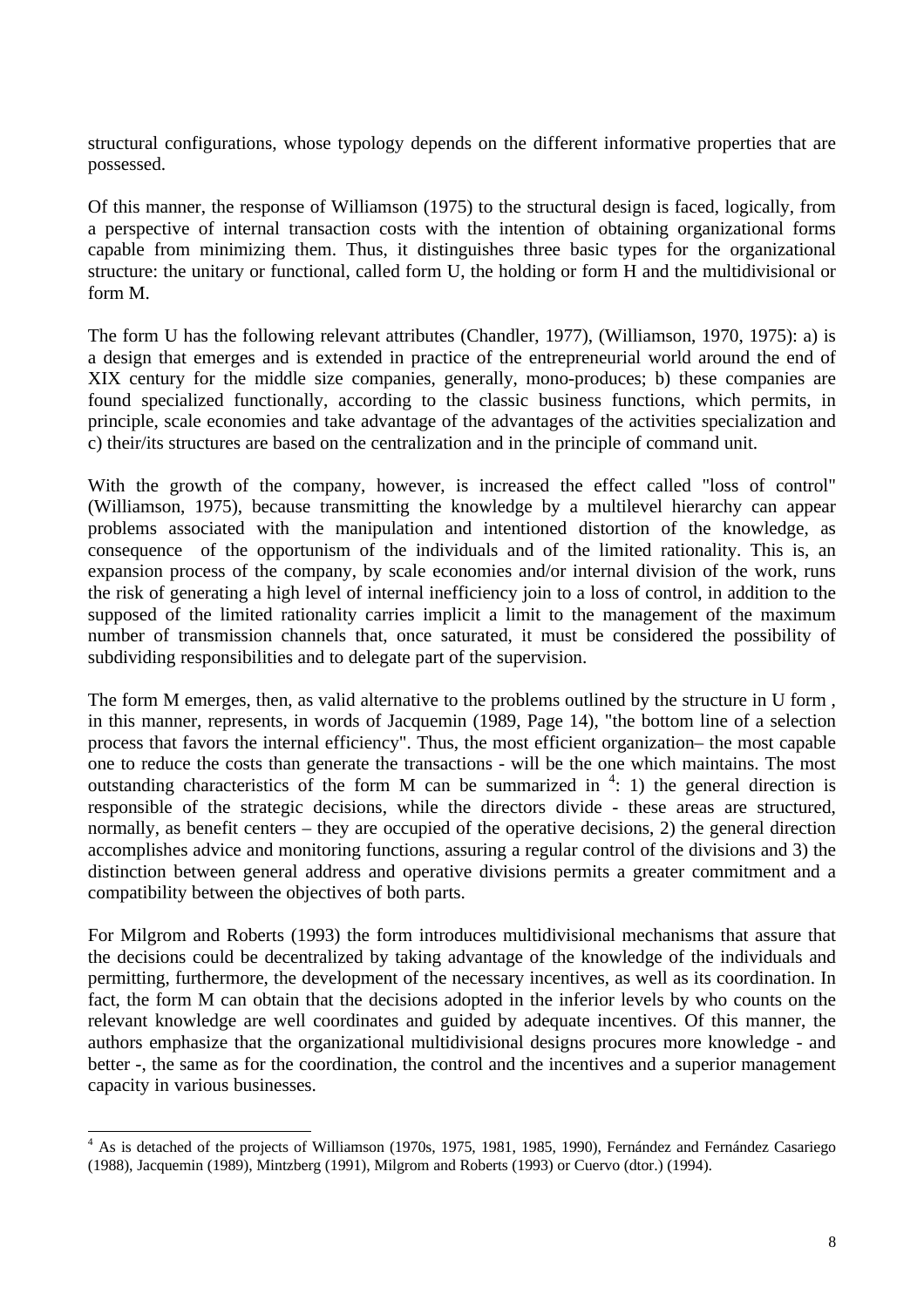structural configurations, whose typology depends on the different informative properties that are possessed.

Of this manner, the response of Williamson (1975) to the structural design is faced, logically, from a perspective of internal transaction costs with the intention of obtaining organizational forms capable from minimizing them. Thus, it distinguishes three basic types for the organizational structure: the unitary or functional, called form U, the holding or form H and the multidivisional or form M.

The form U has the following relevant attributes (Chandler, 1977), (Williamson, 1970, 1975): a) is a design that emerges and is extended in practice of the entrepreneurial world around the end of XIX century for the middle size companies, generally, mono-produces; b) these companies are found specialized functionally, according to the classic business functions, which permits, in principle, scale economies and take advantage of the advantages of the activities specialization and c) their/its structures are based on the centralization and in the principle of command unit.

With the growth of the company, however, is increased the effect called "loss of control" (Williamson, 1975), because transmitting the knowledge by a multilevel hierarchy can appear problems associated with the manipulation and intentioned distortion of the knowledge, as consequence of the opportunism of the individuals and of the limited rationality. This is, an expansion process of the company, by scale economies and/or internal division of the work, runs the risk of generating a high level of internal inefficiency join to a loss of control, in addition to the supposed of the limited rationality carries implicit a limit to the management of the maximum number of transmission channels that, once saturated, it must be considered the possibility of subdividing responsibilities and to delegate part of the supervision.

The form M emerges, then, as valid alternative to the problems outlined by the structure in U form , in this manner, represents, in words of Jacquemin (1989, Page 14), "the bottom line of a selection process that favors the internal efficiency". Thus, the most efficient organization– the most capable one to reduce the costs than generate the transactions - will be the one which maintains. The most outstanding characteristics of the form M can be summarized in [4]: 1) the general direction is responsible of the strategic decisions, while the directors divide - these areas are structured, normally, as benefit centers – they are occupied of the operative decisions, 2) the general direction accomplishes advice and monitoring functions, assuring a regular control of the divisions and 3) the distinction between general address and operative divisions permits a greater commitment and a compatibility between the objectives of both parts.

For Milgrom and Roberts (1993) the form introduces multidivisional mechanisms that assure that the decisions could be decentralized by taking advantage of the knowledge of the individuals and permitting, furthermore, the development of the necessary incentives, as well as its coordination. In fact, the form M can obtain that the decisions adopted in the inferior levels by who counts on the relevant knowledge are well coordinates and guided by adequate incentives. Of this manner, the authors emphasize that the organizational multidivisional designs procures more knowledge - and better -, the same as for the coordination, the control and the incentives and a superior management capacity in various businesses.

---

[4] As is detached of the projects of Williamson (1970s, 1975, 1981, 1985, 1990), Fernández and Fernández Casariego (1988), Jacquemin (1989), Mintzberg (1991), Milgrom and Roberts (1993) or Cuervo (dtor.) (1994).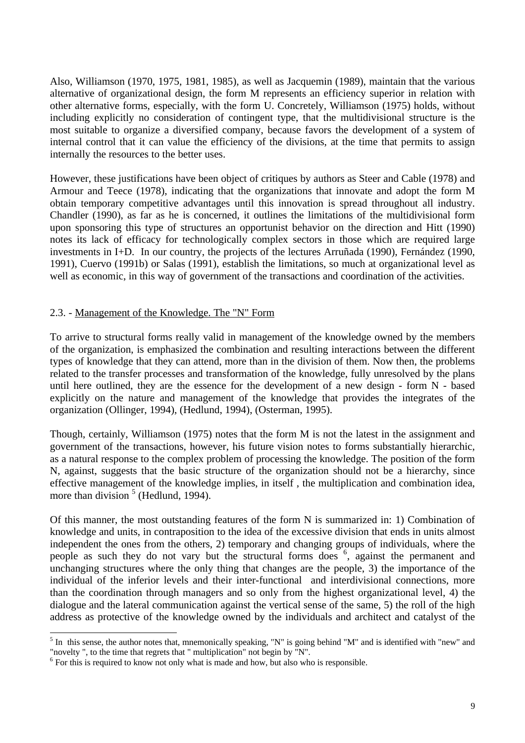Also, Williamson (1970, 1975, 1981, 1985), as well as Jacquemin (1989), maintain that the various alternative of organizational design, the form M represents an efficiency superior in relation with other alternative forms, especially, with the form U. Concretely, Williamson (1975) holds, without including explicitly no consideration of contingent type, that the multidivisional structure is the most suitable to organize a diversified company, because favors the development of a system of internal control that it can value the efficiency of the divisions, at the time that permits to assign internally the resources to the better uses.

However, these justifications have been object of critiques by authors as Steer and Cable (1978) and Armour and Teece (1978), indicating that the organizations that innovate and adopt the form M obtain temporary competitive advantages until this innovation is spread throughout all industry. Chandler (1990), as far as he is concerned, it outlines the limitations of the multidivisional form upon sponsoring this type of structures an opportunist behavior on the direction and Hitt (1990) notes its lack of efficacy for technologically complex sectors in those which are required large investments in I+D. In our country, the projects of the lectures Arruñada (1990), Fernández (1990, 1991), Cuervo (1991b) or Salas (1991), establish the limitations, so much at organizational level as well as economic, in this way of government of the transactions and coordination of the activities.

### 2.3. - Management of the Knowledge. The "N" Form

To arrive to structural forms really valid in management of the knowledge owned by the members of the organization, is emphasized the combination and resulting interactions between the different types of knowledge that they can attend, more than in the division of them. Now then, the problems related to the transfer processes and transformation of the knowledge, fully unresolved by the plans until here outlined, they are the essence for the development of a new design - form N - based explicitly on the nature and management of the knowledge that provides the integrates of the organization (Ollinger, 1994), (Hedlund, 1994), (Osterman, 1995).

Though, certainly, Williamson (1975) notes that the form M is not the latest in the assignment and government of the transactions, however, his future vision notes to forms substantially hierarchic, as a natural response to the complex problem of processing the knowledge. The position of the form N, against, suggests that the basic structure of the organization should not be a hierarchy, since effective management of the knowledge implies, in itself , the multiplication and combination idea, more than division [5] (Hedlund, 1994).

Of this manner, the most outstanding features of the form N is summarized in: 1) Combination of knowledge and units, in contraposition to the idea of the excessive division that ends in units almost independent the ones from the others, 2) temporary and changing groups of individuals, where the people as such they do not vary but the structural forms does [6], against the permanent and unchanging structures where the only thing that changes are the people, 3) the importance of the individual of the inferior levels and their inter-functional and interdivisional connections, more than the coordination through managers and so only from the highest organizational level, 4) the dialogue and the lateral communication against the vertical sense of the same, 5) the roll of the high address as protective of the knowledge owned by the individuals and architect and catalyst of the

---

[5] In this sense, the author notes that, mnemonically speaking, "N" is going behind "M" and is identified with "new" and "novelty ", to the time that regrets that " multiplication" not begin by "N".

[6] For this is required to know not only what is made and how, but also who is responsible.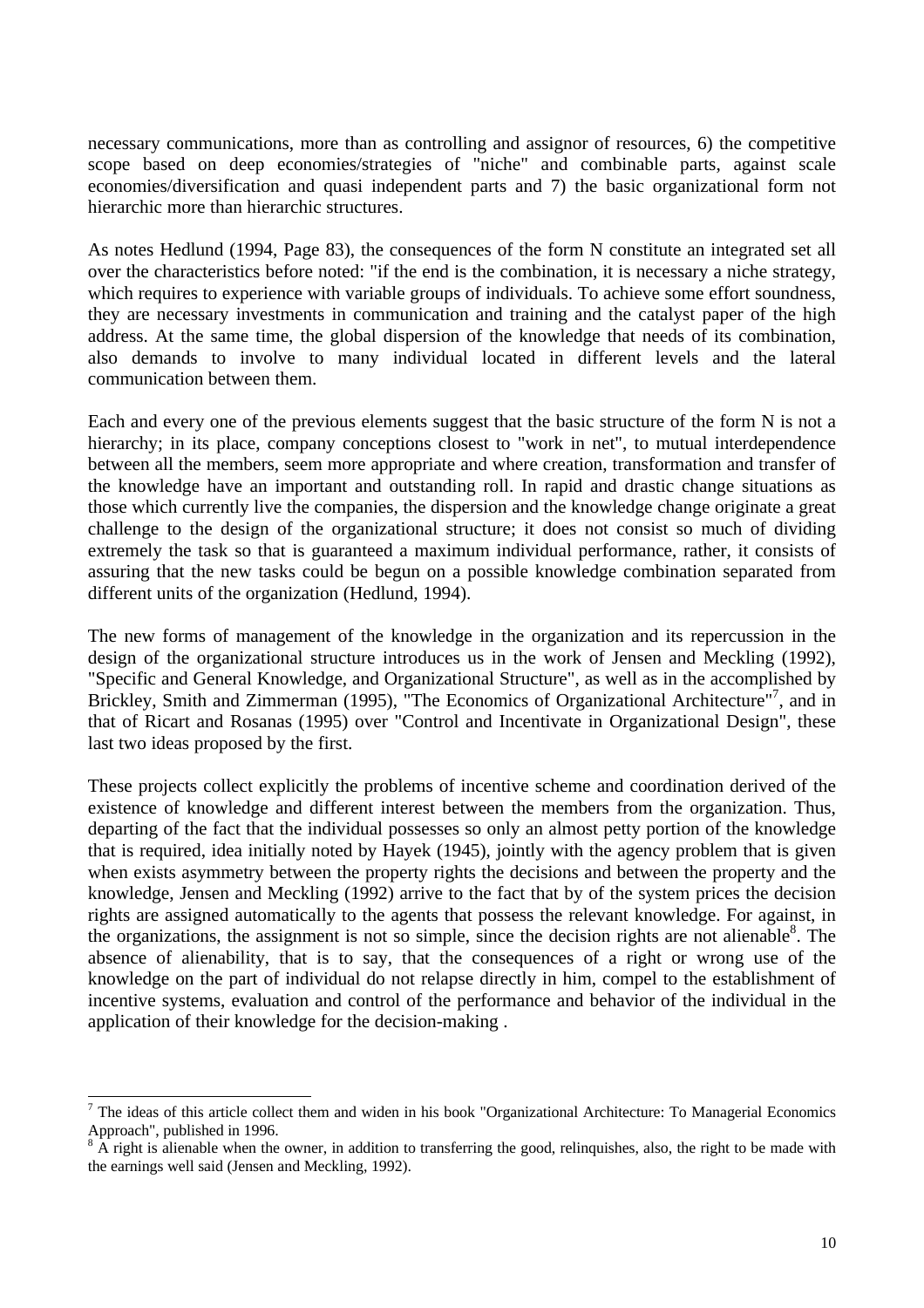necessary communications, more than as controlling and assignor of resources, 6) the competitive scope based on deep economies/strategies of "niche" and combinable parts, against scale economies/diversification and quasi independent parts and 7) the basic organizational form not hierarchic more than hierarchic structures.

As notes Hedlund (1994, Page 83), the consequences of the form N constitute an integrated set all over the characteristics before noted: "if the end is the combination, it is necessary a niche strategy, which requires to experience with variable groups of individuals. To achieve some effort soundness, they are necessary investments in communication and training and the catalyst paper of the high address. At the same time, the global dispersion of the knowledge that needs of its combination, also demands to involve to many individual located in different levels and the lateral communication between them.

Each and every one of the previous elements suggest that the basic structure of the form N is not a hierarchy; in its place, company conceptions closest to "work in net", to mutual interdependence between all the members, seem more appropriate and where creation, transformation and transfer of the knowledge have an important and outstanding roll. In rapid and drastic change situations as those which currently live the companies, the dispersion and the knowledge change originate a great challenge to the design of the organizational structure; it does not consist so much of dividing extremely the task so that is guaranteed a maximum individual performance, rather, it consists of assuring that the new tasks could be begun on a possible knowledge combination separated from different units of the organization (Hedlund, 1994).

The new forms of management of the knowledge in the organization and its repercussion in the design of the organizational structure introduces us in the work of Jensen and Meckling (1992), "Specific and General Knowledge, and Organizational Structure", as well as in the accomplished by Brickley, Smith and Zimmerman (1995), "The Economics of Organizational Architecture"[7], and in that of Ricart and Rosanas (1995) over "Control and Incentivate in Organizational Design", these last two ideas proposed by the first.

These projects collect explicitly the problems of incentive scheme and coordination derived of the existence of knowledge and different interest between the members from the organization. Thus, departing of the fact that the individual possesses so only an almost petty portion of the knowledge that is required, idea initially noted by Hayek (1945), jointly with the agency problem that is given when exists asymmetry between the property rights the decisions and between the property and the knowledge, Jensen and Meckling (1992) arrive to the fact that by of the system prices the decision rights are assigned automatically to the agents that possess the relevant knowledge. For against, in the organizations, the assignment is not so simple, since the decision rights are not alienable[8]. The absence of alienability, that is to say, that the consequences of a right or wrong use of the knowledge on the part of individual do not relapse directly in him, compel to the establishment of incentive systems, evaluation and control of the performance and behavior of the individual in the application of their knowledge for the decision-making .

---

[7] The ideas of this article collect them and widen in his book "Organizational Architecture: To Managerial Economics Approach", published in 1996.

[8] A right is alienable when the owner, in addition to transferring the good, relinquishes, also, the right to be made with the earnings well said (Jensen and Meckling, 1992).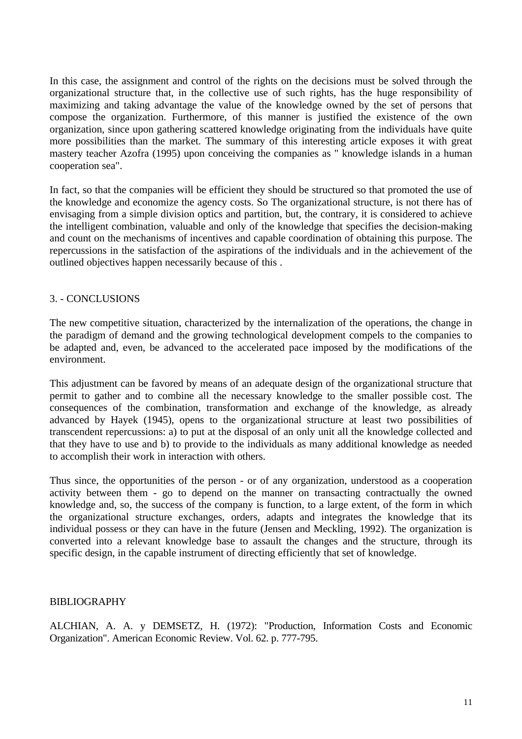In this case, the assignment and control of the rights on the decisions must be solved through the organizational structure that, in the collective use of such rights, has the huge responsibility of maximizing and taking advantage the value of the knowledge owned by the set of persons that compose the organization. Furthermore, of this manner is justified the existence of the own organization, since upon gathering scattered knowledge originating from the individuals have quite more possibilities than the market. The summary of this interesting article exposes it with great mastery teacher Azofra (1995) upon conceiving the companies as " knowledge islands in a human cooperation sea".

In fact, so that the companies will be efficient they should be structured so that promoted the use of the knowledge and economize the agency costs. So The organizational structure, is not there has of envisaging from a simple division optics and partition, but, the contrary, it is considered to achieve the intelligent combination, valuable and only of the knowledge that specifies the decision-making and count on the mechanisms of incentives and capable coordination of obtaining this purpose. The repercussions in the satisfaction of the aspirations of the individuals and in the achievement of the outlined objectives happen necessarily because of this .

## 3. - CONCLUSIONS

The new competitive situation, characterized by the internalization of the operations, the change in the paradigm of demand and the growing technological development compels to the companies to be adapted and, even, be advanced to the accelerated pace imposed by the modifications of the environment.

This adjustment can be favored by means of an adequate design of the organizational structure that permit to gather and to combine all the necessary knowledge to the smaller possible cost. The consequences of the combination, transformation and exchange of the knowledge, as already advanced by Hayek (1945), opens to the organizational structure at least two possibilities of transcendent repercussions: a) to put at the disposal of an only unit all the knowledge collected and that they have to use and b) to provide to the individuals as many additional knowledge as needed to accomplish their work in interaction with others.

Thus since, the opportunities of the person - or of any organization, understood as a cooperation activity between them - go to depend on the manner on transacting contractually the owned knowledge and, so, the success of the company is function, to a large extent, of the form in which the organizational structure exchanges, orders, adapts and integrates the knowledge that its individual possess or they can have in the future (Jensen and Meckling, 1992). The organization is converted into a relevant knowledge base to assault the changes and the structure, through its specific design, in the capable instrument of directing efficiently that set of knowledge.

## BIBLIOGRAPHY

ALCHIAN, A. A. y DEMSETZ, H. (1972): "Production, Information Costs and Economic Organization". American Economic Review. Vol. 62. p. 777-795.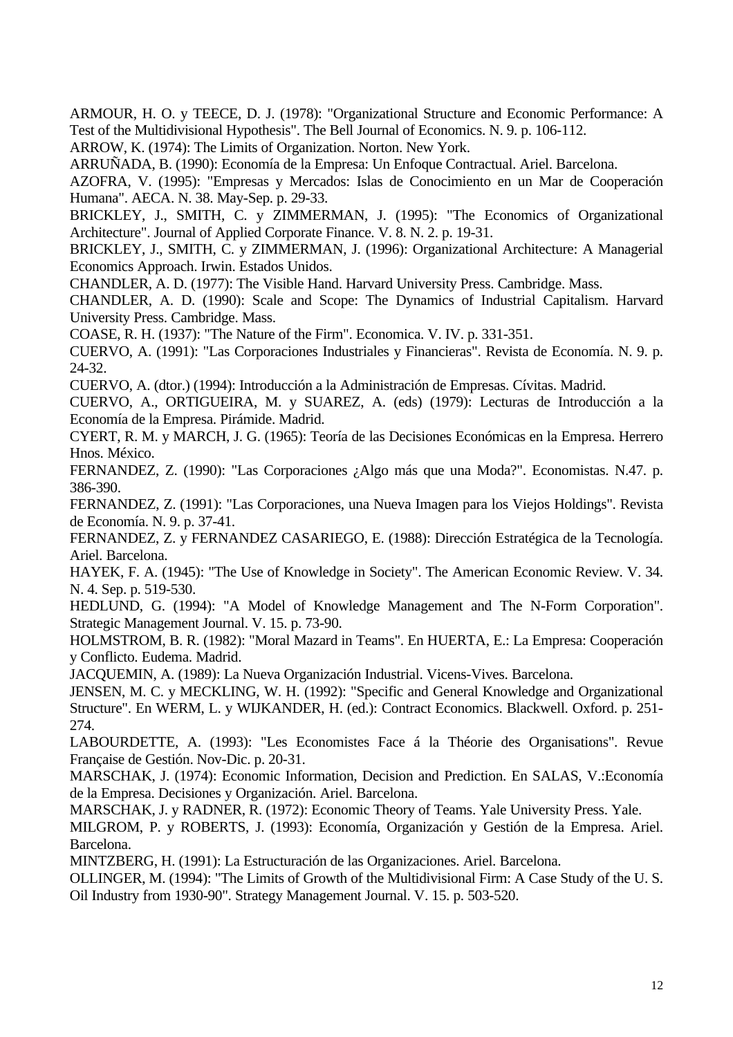ARMOUR, H. O. y TEECE, D. J. (1978): "Organizational Structure and Economic Performance: A Test of the Multidivisional Hypothesis". The Bell Journal of Economics. N. 9. p. 106-112.

ARROW, K. (1974): The Limits of Organization. Norton. New York.

ARRUÑADA, B. (1990): Economía de la Empresa: Un Enfoque Contractual. Ariel. Barcelona.

AZOFRA, V. (1995): "Empresas y Mercados: Islas de Conocimiento en un Mar de Cooperación Humana". AECA. N. 38. May-Sep. p. 29-33.

BRICKLEY, J., SMITH, C. y ZIMMERMAN, J. (1995): "The Economics of Organizational Architecture". Journal of Applied Corporate Finance. V. 8. N. 2. p. 19-31.

BRICKLEY, J., SMITH, C. y ZIMMERMAN, J. (1996): Organizational Architecture: A Managerial Economics Approach. Irwin. Estados Unidos.

CHANDLER, A. D. (1977): The Visible Hand. Harvard University Press. Cambridge. Mass.

CHANDLER, A. D. (1990): Scale and Scope: The Dynamics of Industrial Capitalism. Harvard University Press. Cambridge. Mass.

COASE, R. H. (1937): "The Nature of the Firm". Economica. V. IV. p. 331-351.

CUERVO, A. (1991): "Las Corporaciones Industriales y Financieras". Revista de Economía. N. 9. p. 24-32.

CUERVO, A. (dtor.) (1994): Introducción a la Administración de Empresas. Cívitas. Madrid.

CUERVO, A., ORTIGUEIRA, M. y SUAREZ, A. (eds) (1979): Lecturas de Introducción a la Economía de la Empresa. Pirámide. Madrid.

CYERT, R. M. y MARCH, J. G. (1965): Teoría de las Decisiones Económicas en la Empresa. Herrero Hnos. México.

FERNANDEZ, Z. (1990): "Las Corporaciones ¿Algo más que una Moda?". Economistas. N.47. p. 386-390.

FERNANDEZ, Z. (1991): "Las Corporaciones, una Nueva Imagen para los Viejos Holdings". Revista de Economía. N. 9. p. 37-41.

FERNANDEZ, Z. y FERNANDEZ CASARIEGO, E. (1988): Dirección Estratégica de la Tecnología. Ariel. Barcelona.

HAYEK, F. A. (1945): "The Use of Knowledge in Society". The American Economic Review. V. 34. N. 4. Sep. p. 519-530.

HEDLUND, G. (1994): "A Model of Knowledge Management and The N-Form Corporation". Strategic Management Journal. V. 15. p. 73-90.

HOLMSTROM, B. R. (1982): "Moral Mazard in Teams". En HUERTA, E.: La Empresa: Cooperación y Conflicto. Eudema. Madrid.

JACQUEMIN, A. (1989): La Nueva Organización Industrial. Vicens-Vives. Barcelona.

JENSEN, M. C. y MECKLING, W. H. (1992): "Specific and General Knowledge and Organizational Structure". En WERM, L. y WIJKANDER, H. (ed.): Contract Economics. Blackwell. Oxford. p. 251-274.

LABOURDETTE, A. (1993): "Les Economistes Face á la Théorie des Organisations". Revue Française de Gestión. Nov-Dic. p. 20-31.

MARSCHAK, J. (1974): Economic Information, Decision and Prediction. En SALAS, V.:Economía de la Empresa. Decisiones y Organización. Ariel. Barcelona.

MARSCHAK, J. y RADNER, R. (1972): Economic Theory of Teams. Yale University Press. Yale.

MILGROM, P. y ROBERTS, J. (1993): Economía, Organización y Gestión de la Empresa. Ariel. Barcelona.

MINTZBERG, H. (1991): La Estructuración de las Organizaciones. Ariel. Barcelona.

OLLINGER, M. (1994): "The Limits of Growth of the Multidivisional Firm: A Case Study of the U. S. Oil Industry from 1930-90". Strategy Management Journal. V. 15. p. 503-520.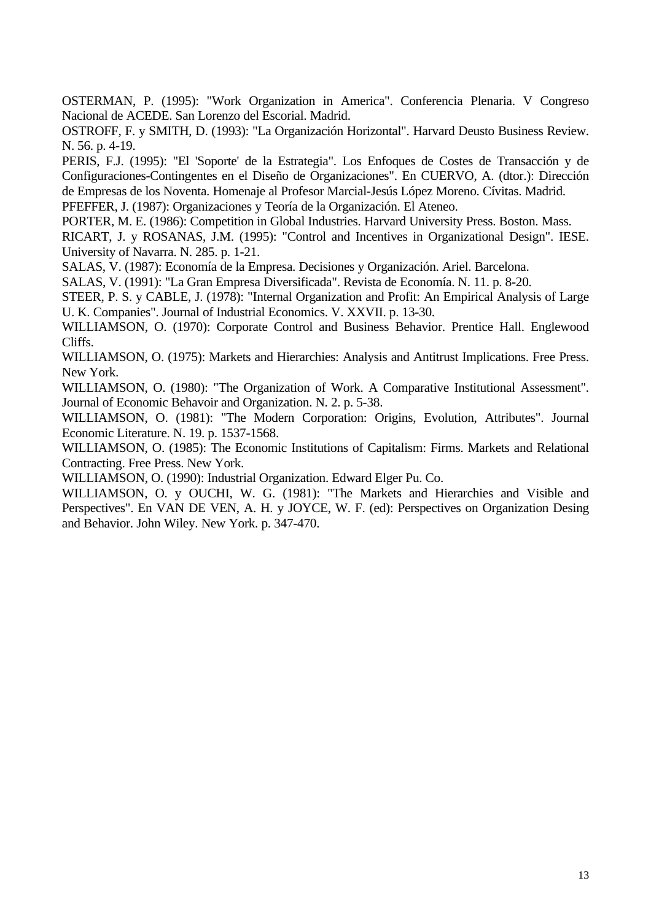OSTERMAN, P. (1995): "Work Organization in America". Conferencia Plenaria. V Congreso Nacional de ACEDE. San Lorenzo del Escorial. Madrid.

OSTROFF, F. y SMITH, D. (1993): "La Organización Horizontal". Harvard Deusto Business Review. N. 56. p. 4-19.

PERIS, F.J. (1995): "El 'Soporte' de la Estrategia". Los Enfoques de Costes de Transacción y de Configuraciones-Contingentes en el Diseño de Organizaciones". En CUERVO, A. (dtor.): Dirección de Empresas de los Noventa. Homenaje al Profesor Marcial-Jesús López Moreno. Cívitas. Madrid.

PFEFFER, J. (1987): Organizaciones y Teoría de la Organización. El Ateneo.

PORTER, M. E. (1986): Competition in Global Industries. Harvard University Press. Boston. Mass.

RICART, J. y ROSANAS, J.M. (1995): "Control and Incentives in Organizational Design". IESE. University of Navarra. N. 285. p. 1-21.

SALAS, V. (1987): Economía de la Empresa. Decisiones y Organización. Ariel. Barcelona.

SALAS, V. (1991): "La Gran Empresa Diversificada". Revista de Economía. N. 11. p. 8-20.

STEER, P. S. y CABLE, J. (1978): "Internal Organization and Profit: An Empirical Analysis of Large U. K. Companies". Journal of Industrial Economics. V. XXVII. p. 13-30.

WILLIAMSON, O. (1970): Corporate Control and Business Behavior. Prentice Hall. Englewood Cliffs.

WILLIAMSON, O. (1975): Markets and Hierarchies: Analysis and Antitrust Implications. Free Press. New York.

WILLIAMSON, O. (1980): "The Organization of Work. A Comparative Institutional Assessment". Journal of Economic Behavoir and Organization. N. 2. p. 5-38.

WILLIAMSON, O. (1981): "The Modern Corporation: Origins, Evolution, Attributes". Journal Economic Literature. N. 19. p. 1537-1568.

WILLIAMSON, O. (1985): The Economic Institutions of Capitalism: Firms. Markets and Relational Contracting. Free Press. New York.

WILLIAMSON, O. (1990): Industrial Organization. Edward Elger Pu. Co.

WILLIAMSON, O. y OUCHI, W. G. (1981): "The Markets and Hierarchies and Visible and Perspectives". En VAN DE VEN, A. H. y JOYCE, W. F. (ed): Perspectives on Organization Desing and Behavior. John Wiley. New York. p. 347-470.